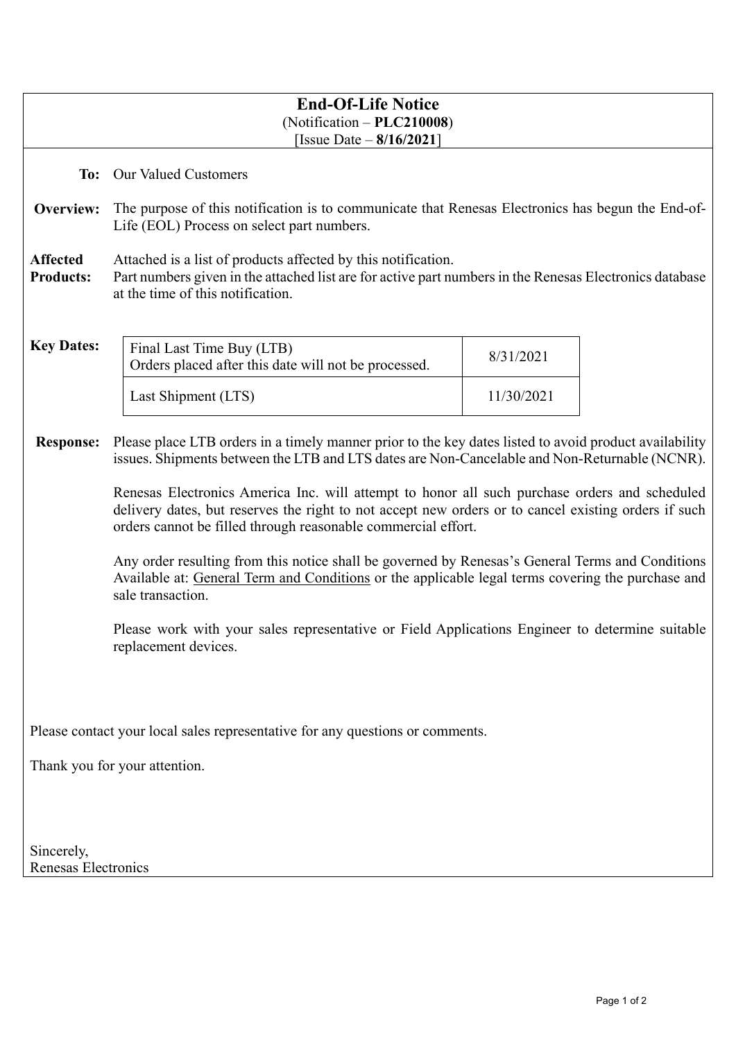# End-Of-Life Notice

(Notification – **PLC210008**)
[Issue Date – **8/16/2021**]

**To:** Our Valued Customers

**Overview:** The purpose of this notification is to communicate that Renesas Electronics has begun the End-of-Life (EOL) Process on select part numbers.

**Affected Products:** Attached is a list of products affected by this notification.
Part numbers given in the attached list are for active part numbers in the Renesas Electronics database at the time of this notification.

**Key Dates:**

| | |
|---|---|
| Final Last Time Buy (LTB)<br>Orders placed after this date will not be processed. | 8/31/2021 |
| Last Shipment (LTS) | 11/30/2021 |

**Response:** Please place LTB orders in a timely manner prior to the key dates listed to avoid product availability issues. Shipments between the LTB and LTS dates are Non-Cancelable and Non-Returnable (NCNR).

Renesas Electronics America Inc. will attempt to honor all such purchase orders and scheduled delivery dates, but reserves the right to not accept new orders or to cancel existing orders if such orders cannot be filled through reasonable commercial effort.

Any order resulting from this notice shall be governed by Renesas's General Terms and Conditions Available at: General Term and Conditions or the applicable legal terms covering the purchase and sale transaction.

Please work with your sales representative or Field Applications Engineer to determine suitable replacement devices.

Please contact your local sales representative for any questions or comments.

Thank you for your attention.

Sincerely,
Renesas Electronics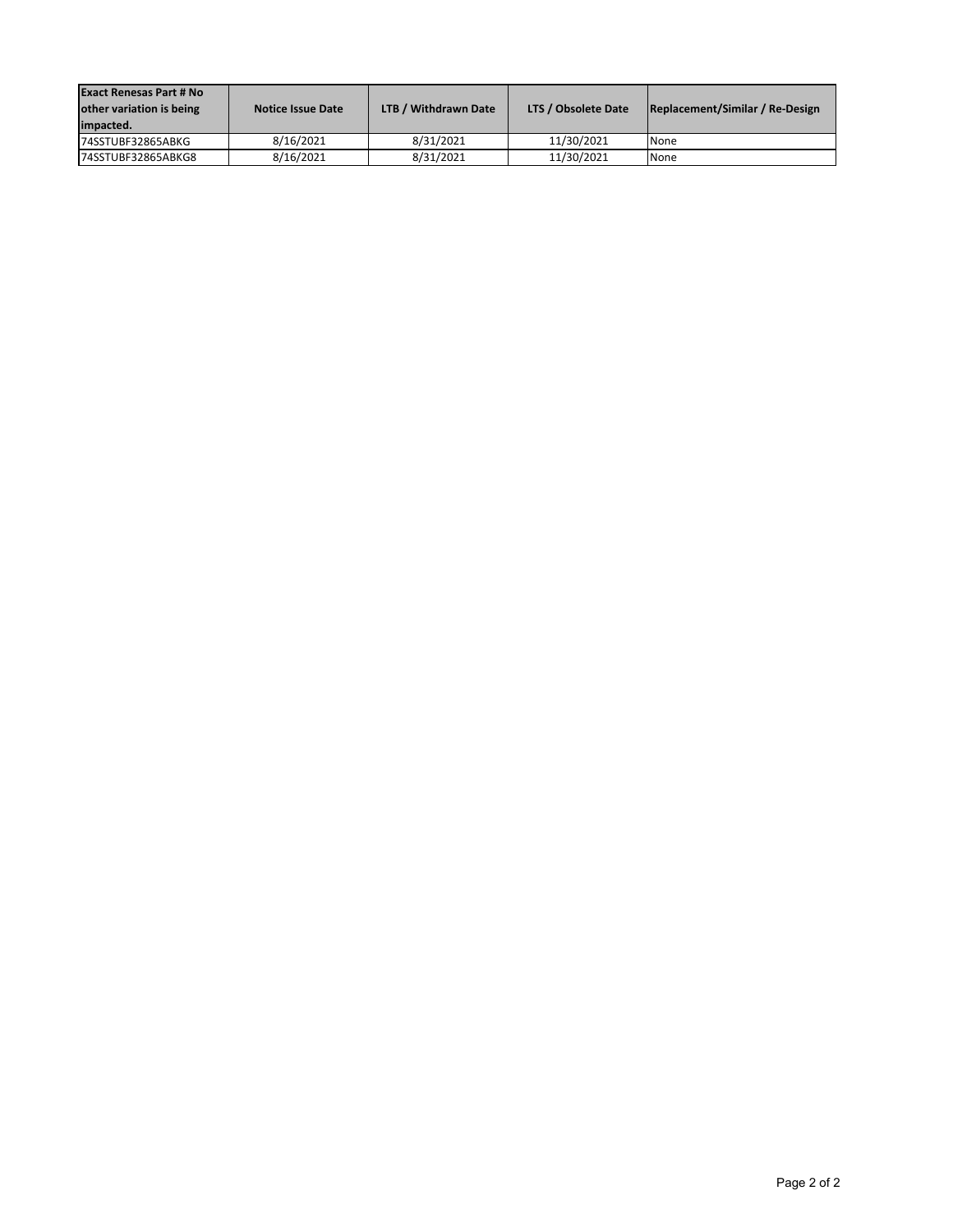| Exact Renesas Part # No other variation is being impacted. | Notice Issue Date | LTB / Withdrawn Date | LTS / Obsolete Date | Replacement/Similar / Re-Design |
|---|---|---|---|---|
| 74SSTUBF32865ABKG | 8/16/2021 | 8/31/2021 | 11/30/2021 | None |
| 74SSTUBF32865ABKG8 | 8/16/2021 | 8/31/2021 | 11/30/2021 | None |